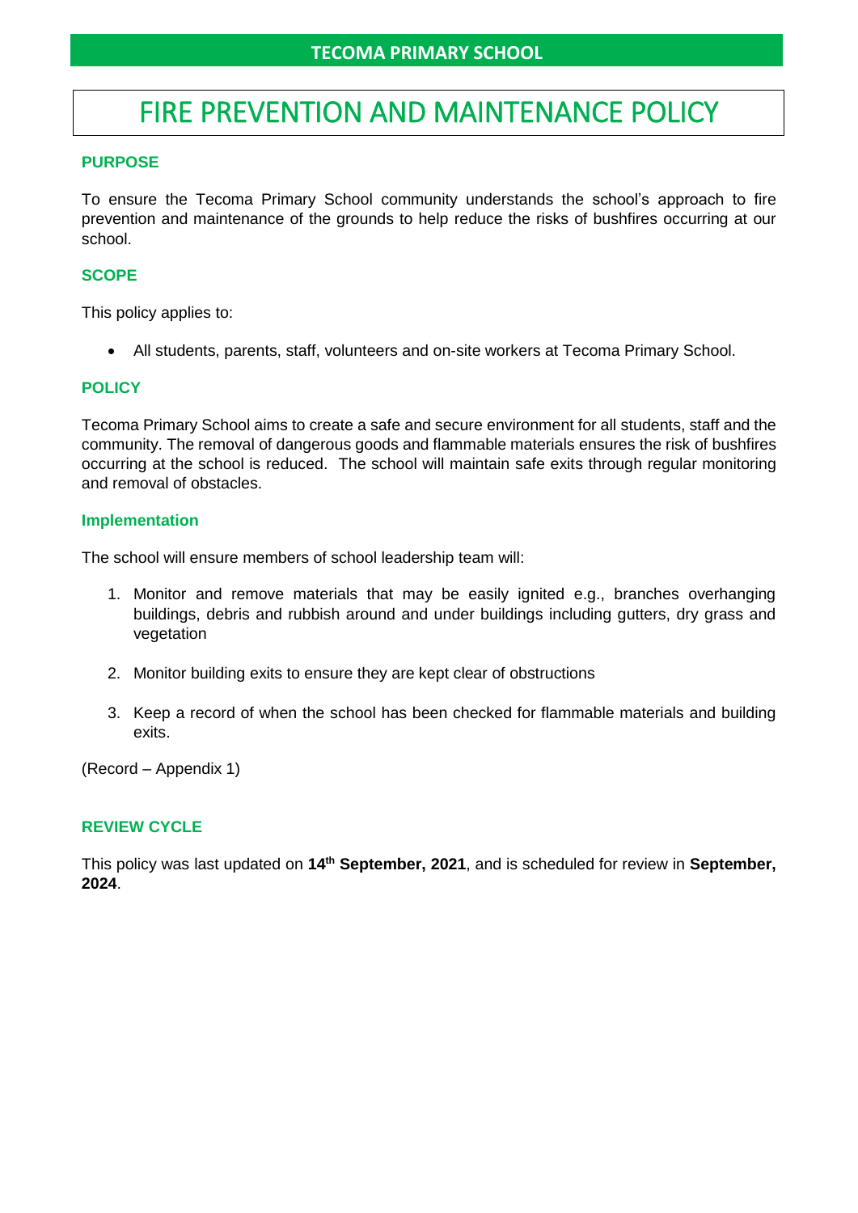**TECOMA PRIMARY SCHOOL**

# FIRE PREVENTION AND MAINTENANCE POLICY

## PURPOSE

To ensure the Tecoma Primary School community understands the school's approach to fire prevention and maintenance of the grounds to help reduce the risks of bushfires occurring at our school.

## SCOPE

This policy applies to:

- All students, parents, staff, volunteers and on-site workers at Tecoma Primary School.

## POLICY

Tecoma Primary School aims to create a safe and secure environment for all students, staff and the community. The removal of dangerous goods and flammable materials ensures the risk of bushfires occurring at the school is reduced. The school will maintain safe exits through regular monitoring and removal of obstacles.

### Implementation

The school will ensure members of school leadership team will:

1. Monitor and remove materials that may be easily ignited e.g., branches overhanging buildings, debris and rubbish around and under buildings including gutters, dry grass and vegetation
2. Monitor building exits to ensure they are kept clear of obstructions
3. Keep a record of when the school has been checked for flammable materials and building exits.

(Record – Appendix 1)

## REVIEW CYCLE

This policy was last updated on **14th September, 2021**, and is scheduled for review in **September, 2024**.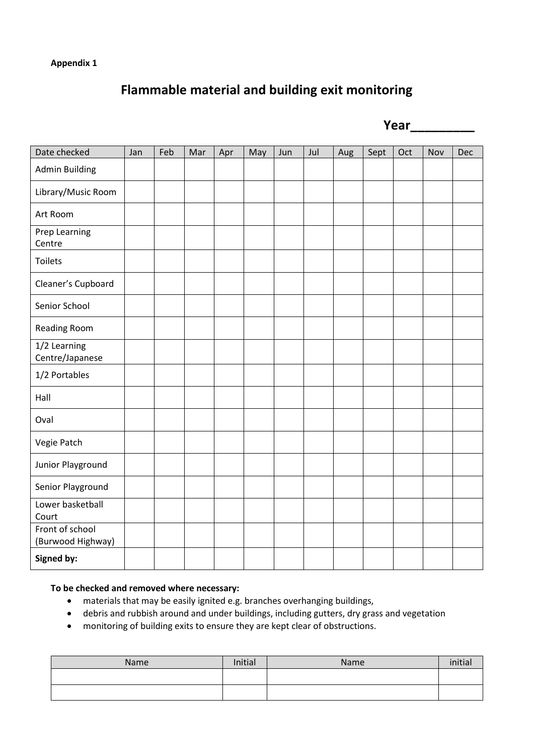**Appendix 1**

# Flammable material and building exit monitoring

**Year_________**

| Date checked | Jan | Feb | Mar | Apr | May | Jun | Jul | Aug | Sept | Oct | Nov | Dec |
|---|---|---|---|---|---|---|---|---|---|---|---|---|
| Admin Building | | | | | | | | | | | | |
| Library/Music Room | | | | | | | | | | | | |
| Art Room | | | | | | | | | | | | |
| Prep Learning Centre | | | | | | | | | | | | |
| Toilets | | | | | | | | | | | | |
| Cleaner's Cupboard | | | | | | | | | | | | |
| Senior School | | | | | | | | | | | | |
| Reading Room | | | | | | | | | | | | |
| 1/2 Learning Centre/Japanese | | | | | | | | | | | | |
| 1/2 Portables | | | | | | | | | | | | |
| Hall | | | | | | | | | | | | |
| Oval | | | | | | | | | | | | |
| Vegie Patch | | | | | | | | | | | | |
| Junior Playground | | | | | | | | | | | | |
| Senior Playground | | | | | | | | | | | | |
| Lower basketball Court | | | | | | | | | | | | |
| Front of school (Burwood Highway) | | | | | | | | | | | | |
| **Signed by:** | | | | | | | | | | | | |

**To be checked and removed where necessary:**

- materials that may be easily ignited e.g. branches overhanging buildings,
- debris and rubbish around and under buildings, including gutters, dry grass and vegetation
- monitoring of building exits to ensure they are kept clear of obstructions.

| Name | Initial | Name | initial |
|---|---|---|---|
| | | | |
| | | | |